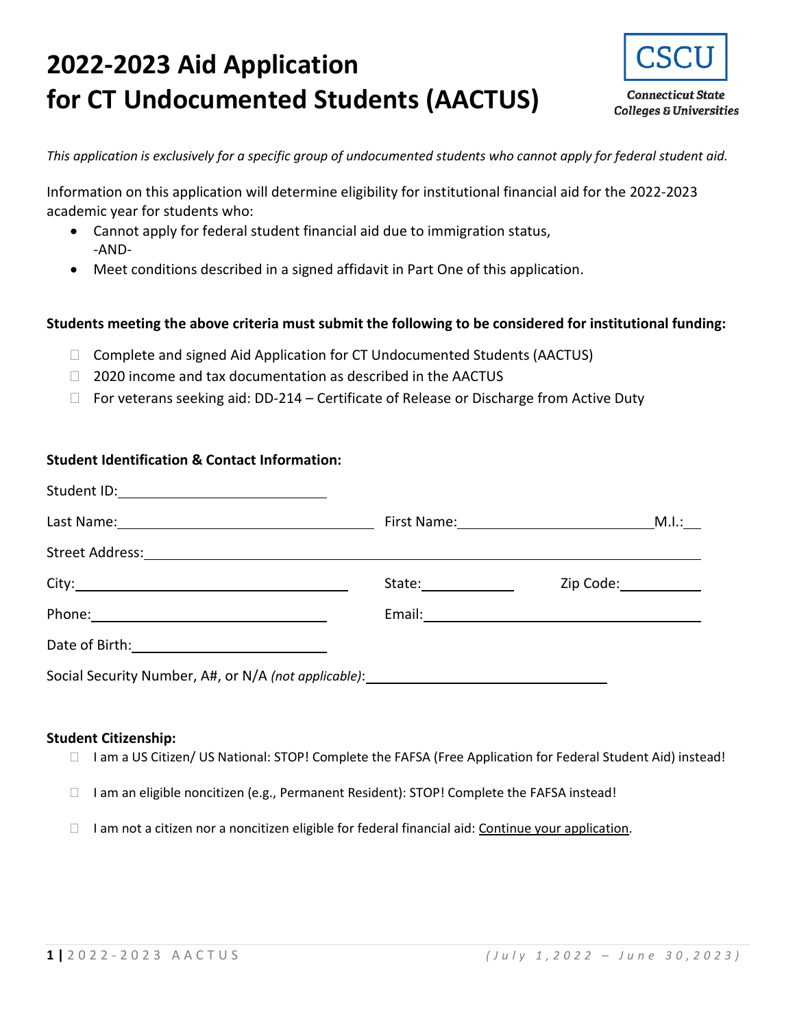# 2022-2023 Aid Application for CT Undocumented Students (AACTUS)

CSCU
Connecticut State Colleges & Universities

*This application is exclusively for a specific group of undocumented students who cannot apply for federal student aid.*

Information on this application will determine eligibility for institutional financial aid for the 2022-2023 academic year for students who:

- Cannot apply for federal student financial aid due to immigration status,
  -AND-
- Meet conditions described in a signed affidavit in Part One of this application.

**Students meeting the above criteria must submit the following to be considered for institutional funding:**

- ☐ Complete and signed Aid Application for CT Undocumented Students (AACTUS)
- ☐ 2020 income and tax documentation as described in the AACTUS
- ☐ For veterans seeking aid: DD-214 – Certificate of Release or Discharge from Active Duty

**Student Identification & Contact Information:**

Student ID: ____________________

Last Name: ____________________ First Name: ____________________ M.I.: ____

Street Address: ____________________

City: ____________________ State: __________ Zip Code: __________

Phone: ____________________ Email: ____________________

Date of Birth: ____________________

Social Security Number, A#, or N/A *(not applicable)*: ____________________

**Student Citizenship:**

- ☐ I am a US Citizen/ US National: STOP! Complete the FAFSA (Free Application for Federal Student Aid) instead!
- ☐ I am an eligible noncitizen (e.g., Permanent Resident): STOP! Complete the FAFSA instead!
- ☐ I am not a citizen nor a noncitizen eligible for federal financial aid: Continue your application.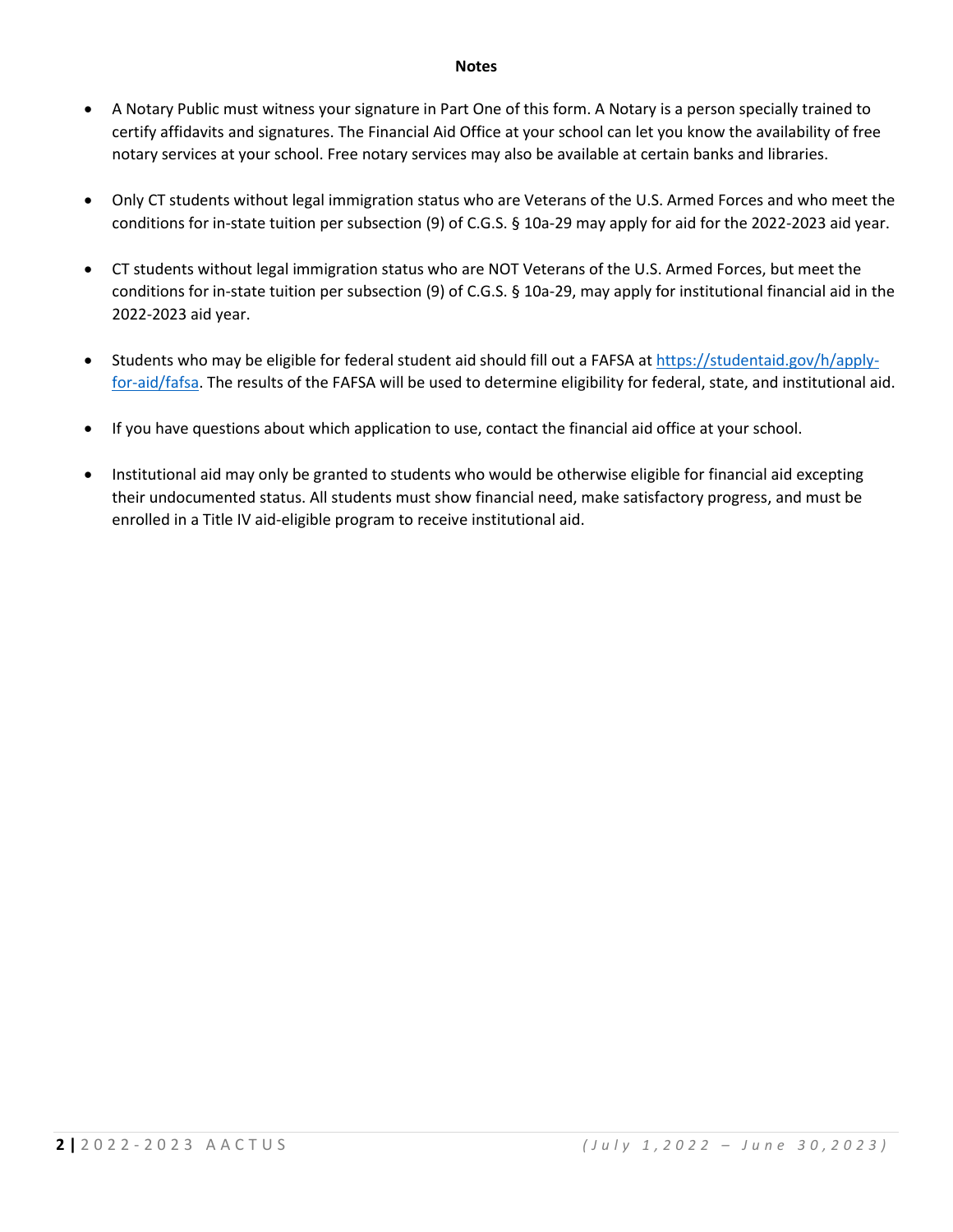**Notes**

- A Notary Public must witness your signature in Part One of this form. A Notary is a person specially trained to certify affidavits and signatures. The Financial Aid Office at your school can let you know the availability of free notary services at your school. Free notary services may also be available at certain banks and libraries.

- Only CT students without legal immigration status who are Veterans of the U.S. Armed Forces and who meet the conditions for in-state tuition per subsection (9) of C.G.S. § 10a-29 may apply for aid for the 2022-2023 aid year.

- CT students without legal immigration status who are NOT Veterans of the U.S. Armed Forces, but meet the conditions for in-state tuition per subsection (9) of C.G.S. § 10a-29, may apply for institutional financial aid in the 2022-2023 aid year.

- Students who may be eligible for federal student aid should fill out a FAFSA at [https://studentaid.gov/h/apply-for-aid/fafsa](https://studentaid.gov/h/apply-for-aid/fafsa). The results of the FAFSA will be used to determine eligibility for federal, state, and institutional aid.

- If you have questions about which application to use, contact the financial aid office at your school.

- Institutional aid may only be granted to students who would be otherwise eligible for financial aid excepting their undocumented status. All students must show financial need, make satisfactory progress, and must be enrolled in a Title IV aid-eligible program to receive institutional aid.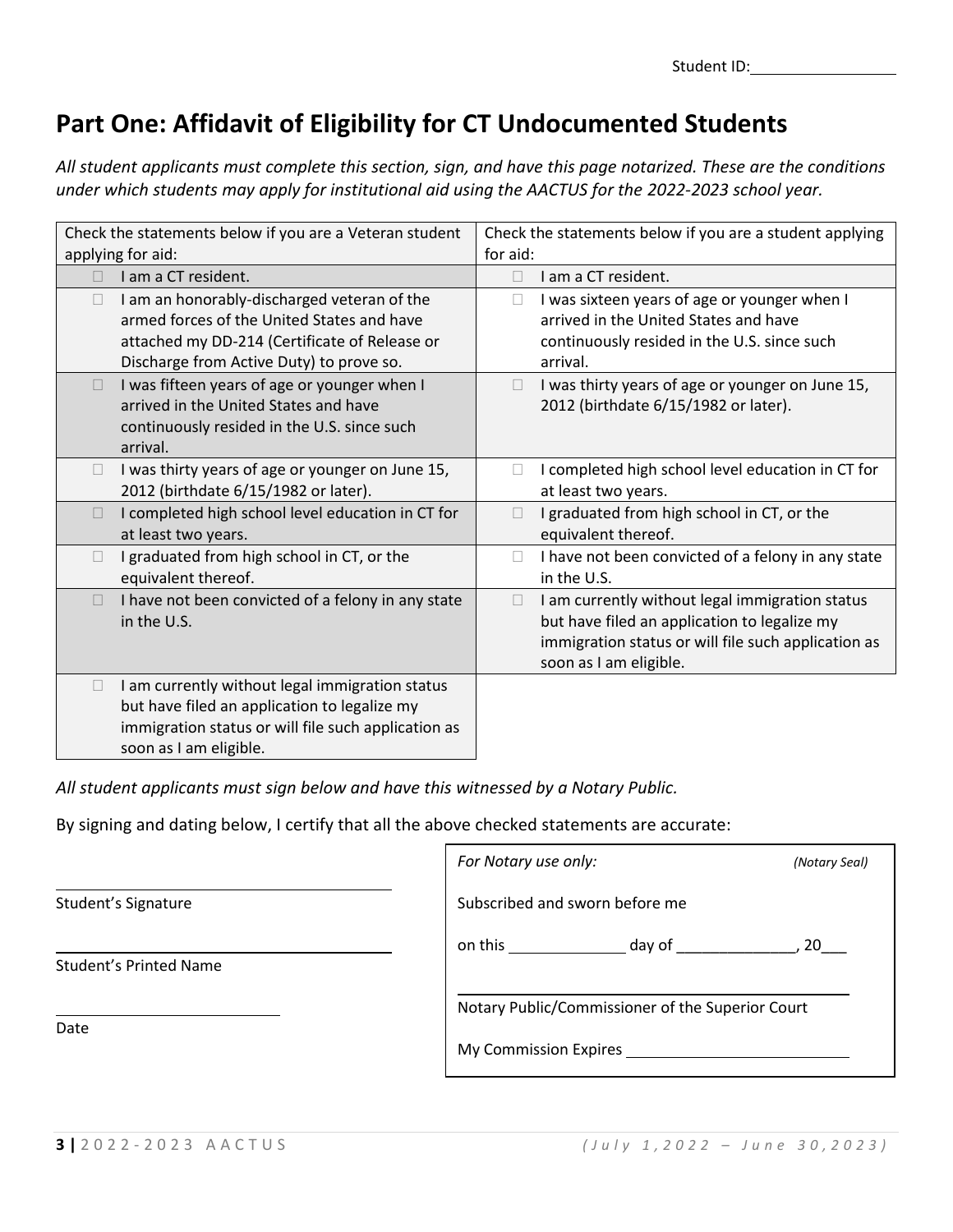Student ID:\_\_\_\_\_\_\_\_\_\_\_\_\_\_\_\_

# Part One: Affidavit of Eligibility for CT Undocumented Students

*All student applicants must complete this section, sign, and have this page notarized. These are the conditions under which students may apply for institutional aid using the AACTUS for the 2022-2023 school year.*

| Check the statements below if you are a Veteran student applying for aid: | Check the statements below if you are a student applying for aid: |
|---|---|
| ☐ I am a CT resident. | ☐ I am a CT resident. |
| ☐ I am an honorably-discharged veteran of the armed forces of the United States and have attached my DD-214 (Certificate of Release or Discharge from Active Duty) to prove so. | ☐ I was sixteen years of age or younger when I arrived in the United States and have continuously resided in the U.S. since such arrival. |
| ☐ I was fifteen years of age or younger when I arrived in the United States and have continuously resided in the U.S. since such arrival. | ☐ I was thirty years of age or younger on June 15, 2012 (birthdate 6/15/1982 or later). |
| ☐ I was thirty years of age or younger on June 15, 2012 (birthdate 6/15/1982 or later). | ☐ I completed high school level education in CT for at least two years. |
| ☐ I completed high school level education in CT for at least two years. | ☐ I graduated from high school in CT, or the equivalent thereof. |
| ☐ I graduated from high school in CT, or the equivalent thereof. | ☐ I have not been convicted of a felony in any state in the U.S. |
| ☐ I have not been convicted of a felony in any state in the U.S. | ☐ I am currently without legal immigration status but have filed an application to legalize my immigration status or will file such application as soon as I am eligible. |
| ☐ I am currently without legal immigration status but have filed an application to legalize my immigration status or will file such application as soon as I am eligible. | |

*All student applicants must sign below and have this witnessed by a Notary Public.*

By signing and dating below, I certify that all the above checked statements are accurate:

\_\_\_\_\_\_\_\_\_\_\_\_\_\_\_\_\_\_\_\_\_\_\_\_\_\_\_\_\_\_\_\_\_\_\_\_
Student's Signature

\_\_\_\_\_\_\_\_\_\_\_\_\_\_\_\_\_\_\_\_\_\_\_\_\_\_\_\_\_\_\_\_\_\_\_\_
Student's Printed Name

\_\_\_\_\_\_\_\_\_\_\_\_\_\_\_\_\_\_\_\_\_\_\_\_
Date

*For Notary use only:* *(Notary Seal)*

Subscribed and sworn before me

on this \_\_\_\_\_\_\_\_\_\_\_\_ day of \_\_\_\_\_\_\_\_\_\_\_\_\_\_, 20\_\_\_

\_\_\_\_\_\_\_\_\_\_\_\_\_\_\_\_\_\_\_\_\_\_\_\_\_\_\_\_\_\_\_\_\_\_\_\_\_\_\_\_
Notary Public/Commissioner of the Superior Court

My Commission Expires \_\_\_\_\_\_\_\_\_\_\_\_\_\_\_\_\_\_\_\_\_\_\_\_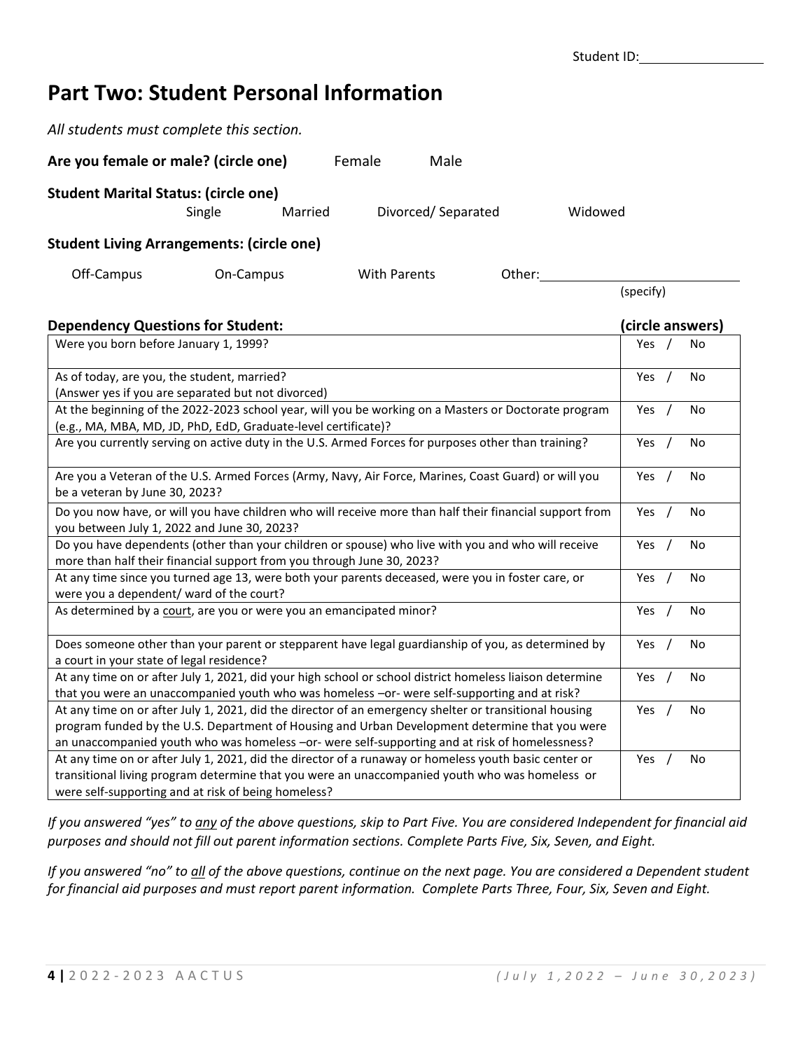Student ID:\_\_\_\_\_\_\_\_\_\_\_\_\_\_\_\_

## Part Two: Student Personal Information

*All students must complete this section.*

**Are you female or male? (circle one)** Female Male

**Student Marital Status: (circle one)**

Single Married Divorced/ Separated Widowed

**Student Living Arrangements: (circle one)**

Off-Campus On-Campus With Parents Other:\_\_\_\_\_\_\_\_\_\_\_\_\_\_\_\_\_\_\_\_\_\_\_\_\_ (specify)

| Dependency Questions for Student: | (circle answers) |
|---|---|
| Were you born before January 1, 1999? | Yes / No |
| As of today, are you, the student, married? (Answer yes if you are separated but not divorced) | Yes / No |
| At the beginning of the 2022-2023 school year, will you be working on a Masters or Doctorate program (e.g., MA, MBA, MD, JD, PhD, EdD, Graduate-level certificate)? | Yes / No |
| Are you currently serving on active duty in the U.S. Armed Forces for purposes other than training? | Yes / No |
| Are you a Veteran of the U.S. Armed Forces (Army, Navy, Air Force, Marines, Coast Guard) or will you be a veteran by June 30, 2023? | Yes / No |
| Do you now have, or will you have children who will receive more than half their financial support from you between July 1, 2022 and June 30, 2023? | Yes / No |
| Do you have dependents (other than your children or spouse) who live with you and who will receive more than half their financial support from you through June 30, 2023? | Yes / No |
| At any time since you turned age 13, were both your parents deceased, were you in foster care, or were you a dependent/ ward of the court? | Yes / No |
| As determined by a court, are you or were you an emancipated minor? | Yes / No |
| Does someone other than your parent or stepparent have legal guardianship of you, as determined by a court in your state of legal residence? | Yes / No |
| At any time on or after July 1, 2021, did your high school or school district homeless liaison determine that you were an unaccompanied youth who was homeless –or- were self-supporting and at risk? | Yes / No |
| At any time on or after July 1, 2021, did the director of an emergency shelter or transitional housing program funded by the U.S. Department of Housing and Urban Development determine that you were an unaccompanied youth who was homeless –or- were self-supporting and at risk of homelessness? | Yes / No |
| At any time on or after July 1, 2021, did the director of a runaway or homeless youth basic center or transitional living program determine that you were an unaccompanied youth who was homeless or were self-supporting and at risk of being homeless? | Yes / No |

*If you answered "yes" to any of the above questions, skip to Part Five. You are considered Independent for financial aid purposes and should not fill out parent information sections. Complete Parts Five, Six, Seven, and Eight.*

*If you answered "no" to all of the above questions, continue on the next page. You are considered a Dependent student for financial aid purposes and must report parent information. Complete Parts Three, Four, Six, Seven and Eight.*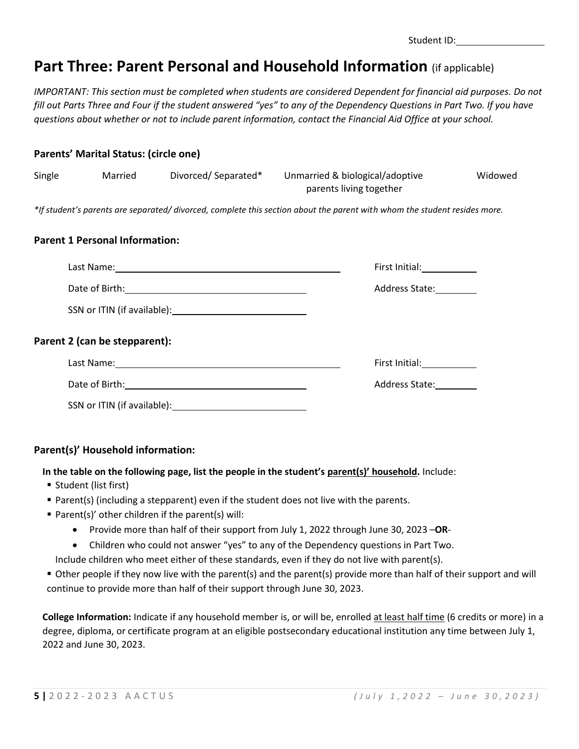Student ID: \_\_\_\_\_\_\_\_\_\_\_\_\_\_\_\_

# Part Three: Parent Personal and Household Information (if applicable)

*IMPORTANT: This section must be completed when students are considered Dependent for financial aid purposes. Do not fill out Parts Three and Four if the student answered "yes" to any of the Dependency Questions in Part Two. If you have questions about whether or not to include parent information, contact the Financial Aid Office at your school.*

**Parents' Marital Status: (circle one)**

Single    Married    Divorced/ Separated*    Unmarried & biological/adoptive parents living together    Widowed

*\*If student's parents are separated/ divorced, complete this section about the parent with whom the student resides more.*

**Parent 1 Personal Information:**

Last Name: \_\_\_\_\_\_\_\_\_\_\_\_\_\_\_\_\_\_\_\_\_\_\_\_\_\_\_\_\_\_\_\_    First Initial: \_\_\_\_\_\_\_\_

Date of Birth: \_\_\_\_\_\_\_\_\_\_\_\_\_\_\_\_\_\_\_\_\_\_\_\_\_\_    Address State: \_\_\_\_\_\_

SSN or ITIN (if available): \_\_\_\_\_\_\_\_\_\_\_\_\_\_\_\_\_\_

**Parent 2 (can be stepparent):**

Last Name: \_\_\_\_\_\_\_\_\_\_\_\_\_\_\_\_\_\_\_\_\_\_\_\_\_\_\_\_\_\_\_\_    First Initial: \_\_\_\_\_\_\_\_

Date of Birth: \_\_\_\_\_\_\_\_\_\_\_\_\_\_\_\_\_\_\_\_\_\_\_\_\_\_    Address State: \_\_\_\_\_\_

SSN or ITIN (if available): \_\_\_\_\_\_\_\_\_\_\_\_\_\_\_\_\_\_

**Parent(s)' Household information:**

**In the table on the following page, list the people in the student's <u>parent(s)' household</u>.** Include:

- Student (list first)
- Parent(s) (including a stepparent) even if the student does not live with the parents.
- Parent(s)' other children if the parent(s) will:
  - Provide more than half of their support from July 1, 2022 through June 30, 2023 –**OR**-
  - Children who could not answer "yes" to any of the Dependency questions in Part Two.

  Include children who meet either of these standards, even if they do not live with parent(s).
- Other people if they now live with the parent(s) and the parent(s) provide more than half of their support and will continue to provide more than half of their support through June 30, 2023.

**College Information:** Indicate if any household member is, or will be, enrolled <u>at least half time</u> (6 credits or more) in a degree, diploma, or certificate program at an eligible postsecondary educational institution any time between July 1, 2022 and June 30, 2023.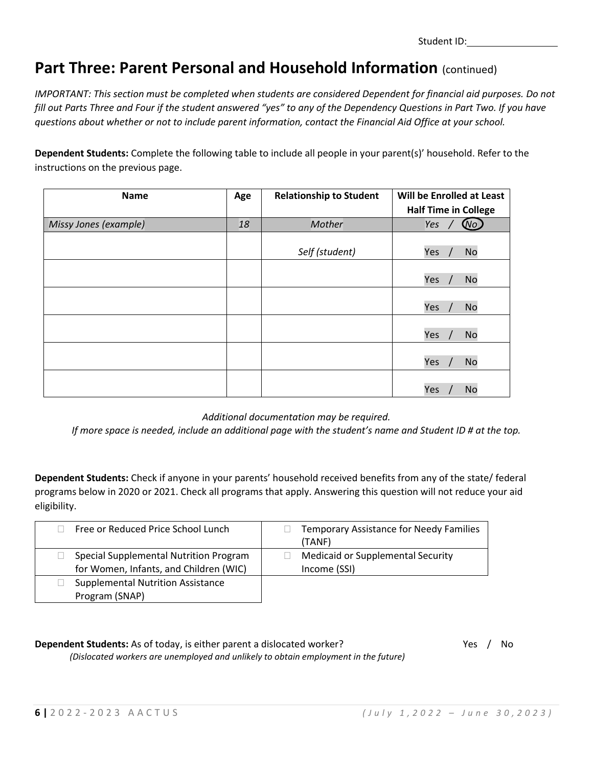Student ID:\_\_\_\_\_\_\_\_\_\_\_\_\_\_\_\_

## Part Three: Parent Personal and Household Information (continued)

*IMPORTANT: This section must be completed when students are considered Dependent for financial aid purposes. Do not fill out Parts Three and Four if the student answered "yes" to any of the Dependency Questions in Part Two. If you have questions about whether or not to include parent information, contact the Financial Aid Office at your school.*

**Dependent Students:** Complete the following table to include all people in your parent(s)' household. Refer to the instructions on the previous page.

| Name | Age | Relationship to Student | Will be Enrolled at Least Half Time in College |
|---|---|---|---|
| *Missy Jones (example)* | *18* | *Mother* | *Yes / (No)* |
| | | *Self (student)* | Yes / No |
| | | | Yes / No |
| | | | Yes / No |
| | | | Yes / No |
| | | | Yes / No |
| | | | Yes / No |

*Additional documentation may be required.*
*If more space is needed, include an additional page with the student's name and Student ID # at the top.*

**Dependent Students:** Check if anyone in your parents' household received benefits from any of the state/ federal programs below in 2020 or 2021. Check all programs that apply. Answering this question will not reduce your aid eligibility.

| | |
|---|---|
| ☐ Free or Reduced Price School Lunch | ☐ Temporary Assistance for Needy Families (TANF) |
| ☐ Special Supplemental Nutrition Program for Women, Infants, and Children (WIC) | ☐ Medicaid or Supplemental Security Income (SSI) |
| ☐ Supplemental Nutrition Assistance Program (SNAP) | |

**Dependent Students:** As of today, is either parent a dislocated worker? Yes / No
*(Dislocated workers are unemployed and unlikely to obtain employment in the future)*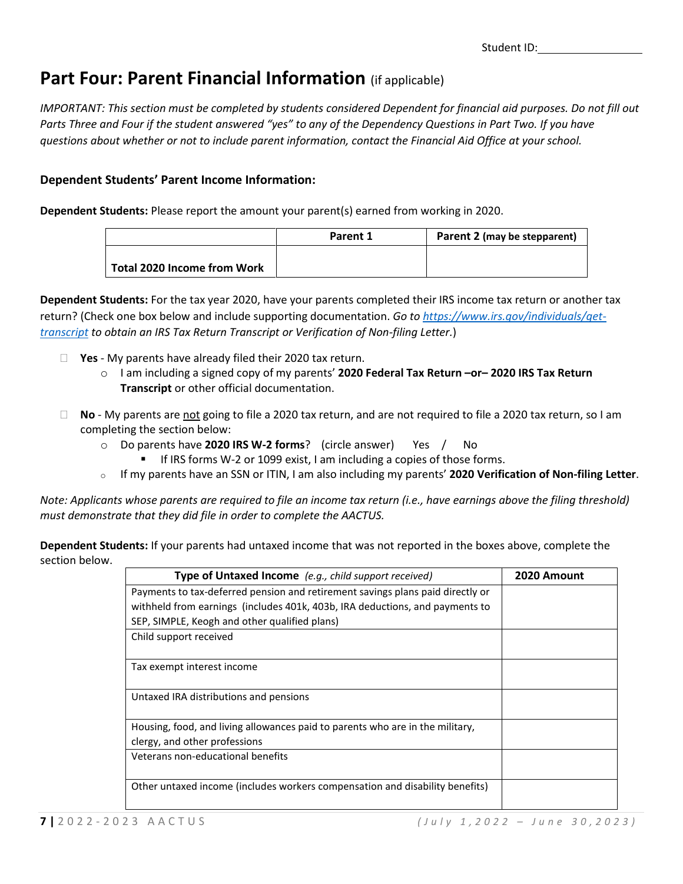Student ID:_______________

# Part Four: Parent Financial Information (if applicable)

*IMPORTANT: This section must be completed by students considered Dependent for financial aid purposes. Do not fill out Parts Three and Four if the student answered "yes" to any of the Dependency Questions in Part Two. If you have questions about whether or not to include parent information, contact the Financial Aid Office at your school.*

### Dependent Students' Parent Income Information:

**Dependent Students:** Please report the amount your parent(s) earned from working in 2020.

| | Parent 1 | Parent 2 (may be stepparent) |
|---|---|---|
| **Total 2020 Income from Work** | | |

**Dependent Students:** For the tax year 2020, have your parents completed their IRS income tax return or another tax return? (Check one box below and include supporting documentation. *Go to [https://www.irs.gov/individuals/get-transcript](https://www.irs.gov/individuals/get-transcript) to obtain an IRS Tax Return Transcript or Verification of Non-filing Letter.*)

- ☐ **Yes** - My parents have already filed their 2020 tax return.
  - I am including a signed copy of my parents' **2020 Federal Tax Return –or– 2020 IRS Tax Return Transcript** or other official documentation.
- ☐ **No** - My parents are <u>not</u> going to file a 2020 tax return, and are not required to file a 2020 tax return, so I am completing the section below:
  - Do parents have **2020 IRS W-2 forms**? (circle answer) Yes / No
    - If IRS forms W-2 or 1099 exist, I am including a copies of those forms.
  - If my parents have an SSN or ITIN, I am also including my parents' **2020 Verification of Non-filing Letter**.

*Note: Applicants whose parents are required to file an income tax return (i.e., have earnings above the filing threshold) must demonstrate that they did file in order to complete the AACTUS.*

**Dependent Students:** If your parents had untaxed income that was not reported in the boxes above, complete the section below.

| Type of Untaxed Income *(e.g., child support received)* | 2020 Amount |
|---|---|
| Payments to tax-deferred pension and retirement savings plans paid directly or withheld from earnings (includes 401k, 403b, IRA deductions, and payments to SEP, SIMPLE, Keogh and other qualified plans) | |
| Child support received | |
| Tax exempt interest income | |
| Untaxed IRA distributions and pensions | |
| Housing, food, and living allowances paid to parents who are in the military, clergy, and other professions | |
| Veterans non-educational benefits | |
| Other untaxed income (includes workers compensation and disability benefits) | |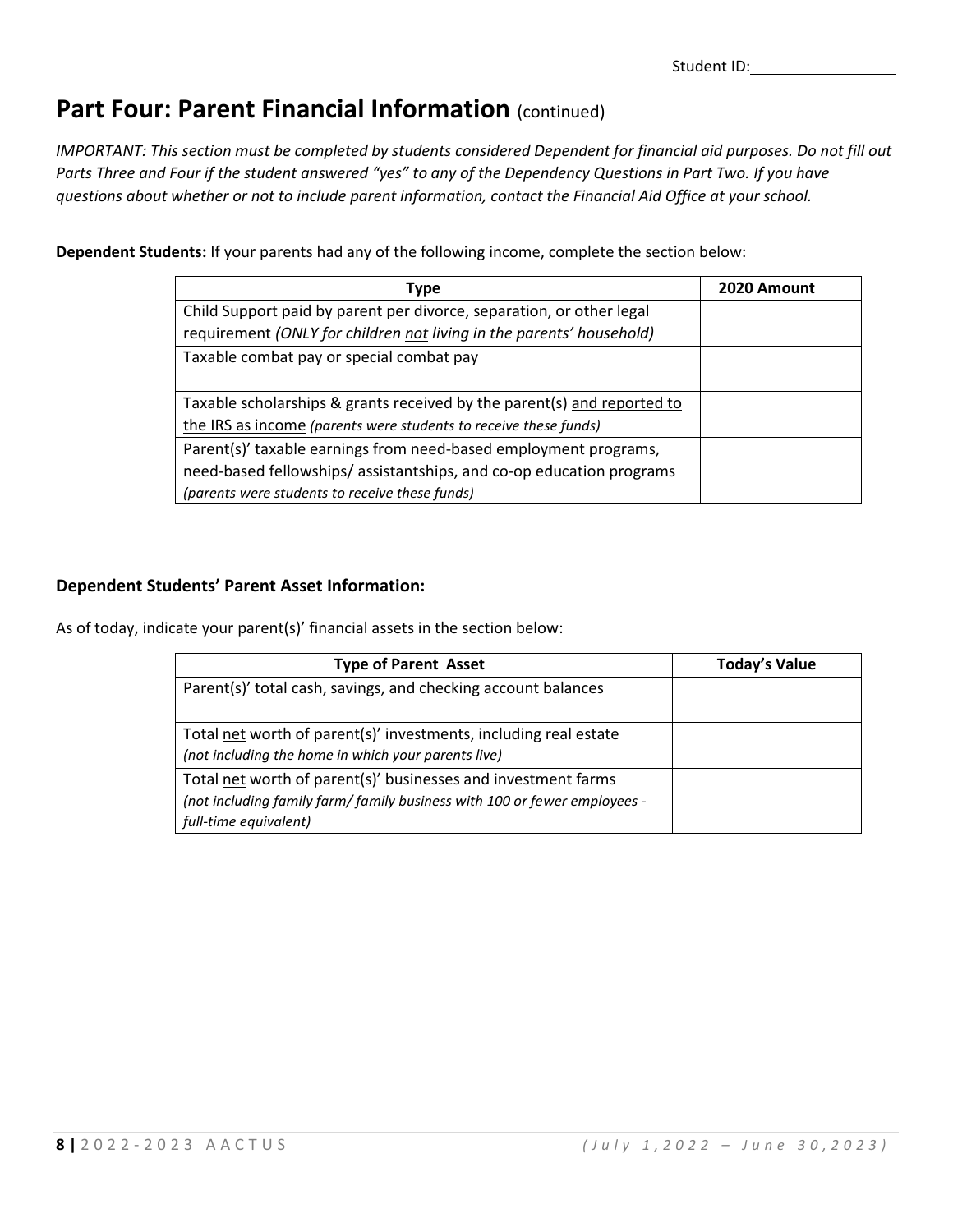Student ID:\_\_\_\_\_\_\_\_\_\_\_\_

## Part Four: Parent Financial Information (continued)

*IMPORTANT: This section must be completed by students considered Dependent for financial aid purposes. Do not fill out Parts Three and Four if the student answered "yes" to any of the Dependency Questions in Part Two. If you have questions about whether or not to include parent information, contact the Financial Aid Office at your school.*

**Dependent Students:** If your parents had any of the following income, complete the section below:

| Type | 2020 Amount |
|---|---|
| Child Support paid by parent per divorce, separation, or other legal requirement *(ONLY for children not living in the parents' household)* | |
| Taxable combat pay or special combat pay | |
| Taxable scholarships & grants received by the parent(s) and reported to the IRS as income *(parents were students to receive these funds)* | |
| Parent(s)' taxable earnings from need-based employment programs, need-based fellowships/ assistantships, and co-op education programs *(parents were students to receive these funds)* | |

### Dependent Students' Parent Asset Information:

As of today, indicate your parent(s)' financial assets in the section below:

| Type of Parent Asset | Today's Value |
|---|---|
| Parent(s)' total cash, savings, and checking account balances | |
| Total net worth of parent(s)' investments, including real estate *(not including the home in which your parents live)* | |
| Total net worth of parent(s)' businesses and investment farms *(not including family farm/ family business with 100 or fewer employees - full-time equivalent)* | |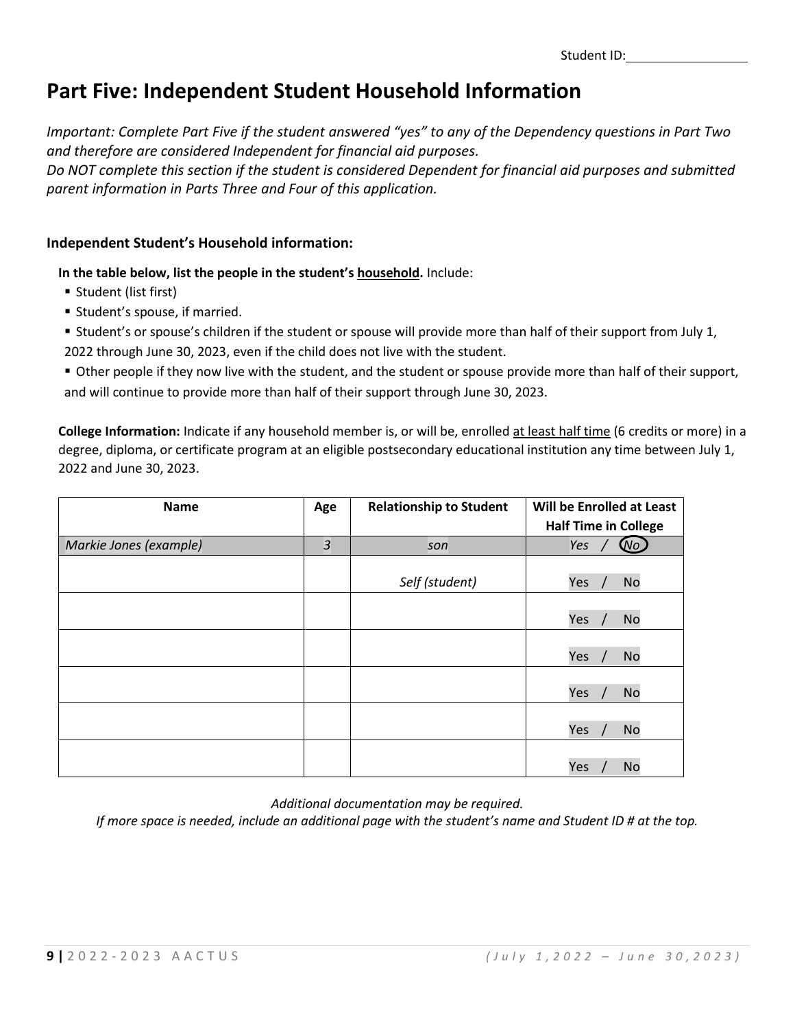Student ID:\_\_\_\_\_\_\_\_\_\_\_\_\_\_\_\_

# Part Five: Independent Student Household Information

*Important: Complete Part Five if the student answered "yes" to any of the Dependency questions in Part Two and therefore are considered Independent for financial aid purposes.*
*Do NOT complete this section if the student is considered Dependent for financial aid purposes and submitted parent information in Parts Three and Four of this application.*

### Independent Student's Household information:

**In the table below, list the people in the student's household.** Include:

- Student (list first)
- Student's spouse, if married.
- Student's or spouse's children if the student or spouse will provide more than half of their support from July 1, 2022 through June 30, 2023, even if the child does not live with the student.
- Other people if they now live with the student, and the student or spouse provide more than half of their support, and will continue to provide more than half of their support through June 30, 2023.

**College Information:** Indicate if any household member is, or will be, enrolled at least half time (6 credits or more) in a degree, diploma, or certificate program at an eligible postsecondary educational institution any time between July 1, 2022 and June 30, 2023.

| Name | Age | Relationship to Student | Will be Enrolled at Least Half Time in College |
|---|---|---|---|
| *Markie Jones (example)* | *3* | *son* | *Yes / No* (circled: No) |
| | | *Self (student)* | Yes / No |
| | | | Yes / No |
| | | | Yes / No |
| | | | Yes / No |
| | | | Yes / No |
| | | | Yes / No |

*Additional documentation may be required.*
*If more space is needed, include an additional page with the student's name and Student ID # at the top.*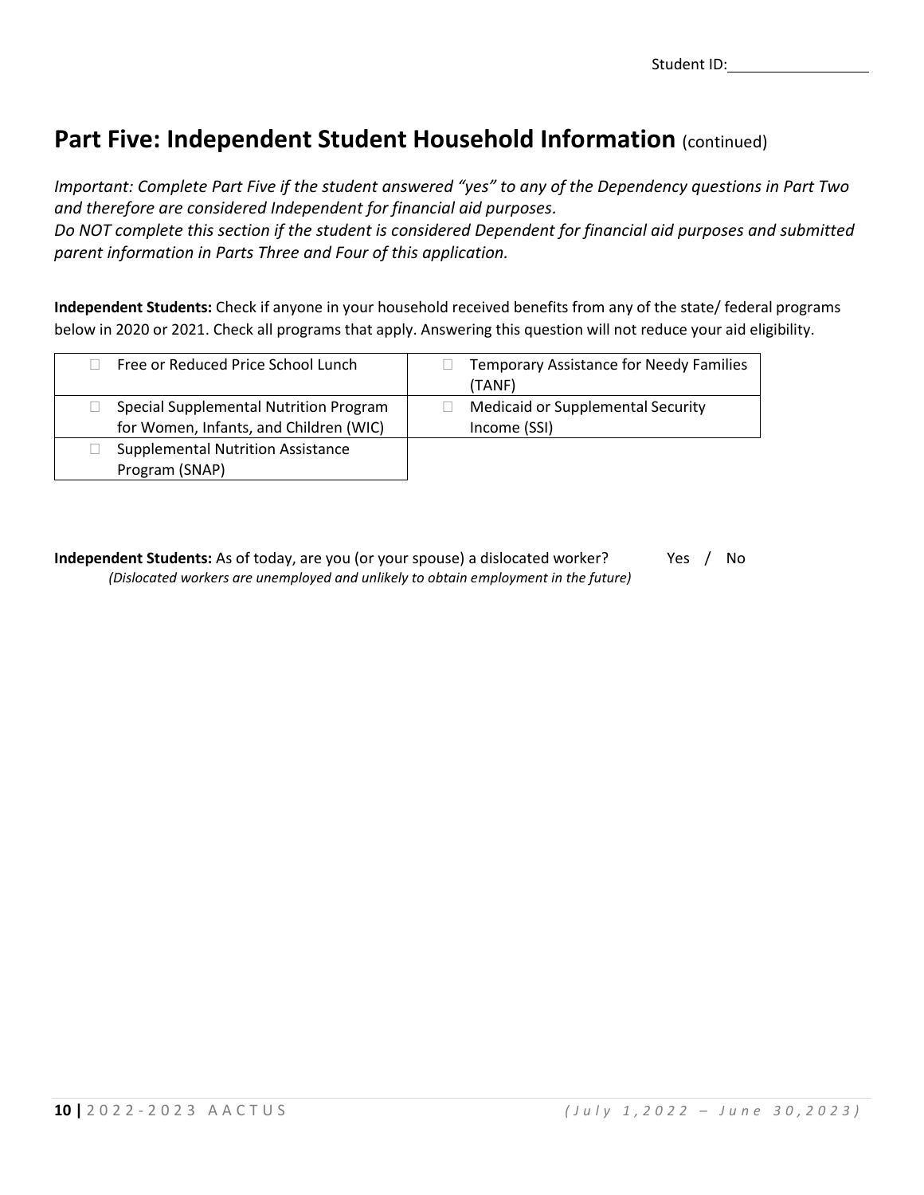Student ID: ________________

## Part Five: Independent Student Household Information (continued)

*Important: Complete Part Five if the student answered "yes" to any of the Dependency questions in Part Two and therefore are considered Independent for financial aid purposes.*
*Do NOT complete this section if the student is considered Dependent for financial aid purposes and submitted parent information in Parts Three and Four of this application.*

**Independent Students:** Check if anyone in your household received benefits from any of the state/ federal programs below in 2020 or 2021. Check all programs that apply. Answering this question will not reduce your aid eligibility.

| | |
|---|---|
| ☐ Free or Reduced Price School Lunch | ☐ Temporary Assistance for Needy Families (TANF) |
| ☐ Special Supplemental Nutrition Program for Women, Infants, and Children (WIC) | ☐ Medicaid or Supplemental Security Income (SSI) |
| ☐ Supplemental Nutrition Assistance Program (SNAP) | |

**Independent Students:** As of today, are you (or your spouse) a dislocated worker? Yes / No
*(Dislocated workers are unemployed and unlikely to obtain employment in the future)*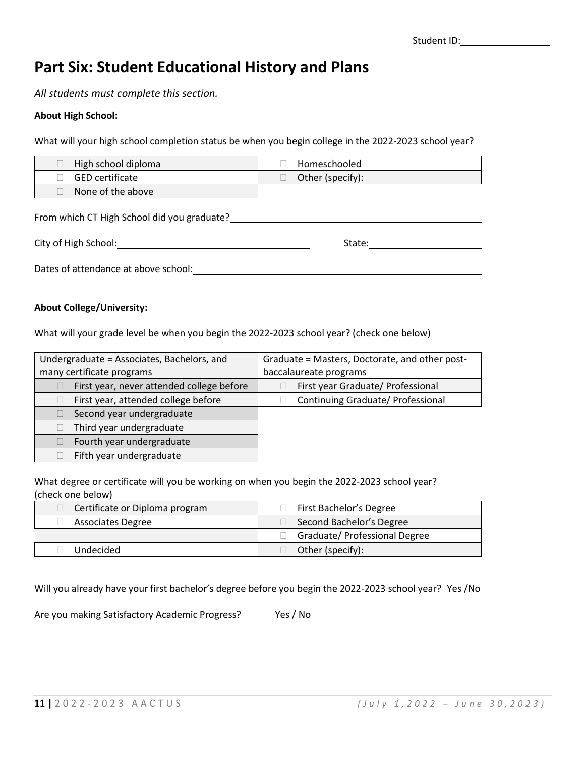Student ID:\_\_\_\_\_\_\_\_\_\_\_\_\_\_\_\_

# Part Six: Student Educational History and Plans

*All students must complete this section.*

**About High School:**

What will your high school completion status be when you begin college in the 2022-2023 school year?

| | |
|---|---|
| ☐ High school diploma | ☐ Homeschooled |
| ☐ GED certificate | ☐ Other (specify): |
| ☐ None of the above | |

From which CT High School did you graduate?\_\_\_\_\_\_\_\_\_\_\_\_\_\_\_\_\_\_\_\_\_\_\_\_\_\_\_\_\_\_\_\_\_\_\_\_\_\_\_\_

City of High School:\_\_\_\_\_\_\_\_\_\_\_\_\_\_\_\_\_\_\_\_\_\_\_\_\_\_\_\_\_\_\_\_ State:\_\_\_\_\_\_\_\_\_\_\_\_\_\_\_\_\_\_\_\_

Dates of attendance at above school:\_\_\_\_\_\_\_\_\_\_\_\_\_\_\_\_\_\_\_\_\_\_\_\_\_\_\_\_\_\_\_\_\_\_\_\_\_\_\_\_\_\_\_\_\_\_\_\_\_\_

**About College/University:**

What will your grade level be when you begin the 2022-2023 school year? (check one below)

| Undergraduate = Associates, Bachelors, and many certificate programs | Graduate = Masters, Doctorate, and other post-baccalaureate programs |
|---|---|
| ☐ First year, never attended college before | ☐ First year Graduate/ Professional |
| ☐ First year, attended college before | ☐ Continuing Graduate/ Professional |
| ☐ Second year undergraduate | |
| ☐ Third year undergraduate | |
| ☐ Fourth year undergraduate | |
| ☐ Fifth year undergraduate | |

What degree or certificate will you be working on when you begin the 2022-2023 school year? (check one below)

| | |
|---|---|
| ☐ Certificate or Diploma program | ☐ First Bachelor's Degree |
| ☐ Associates Degree | ☐ Second Bachelor's Degree |
| | ☐ Graduate/ Professional Degree |
| ☐ Undecided | ☐ Other (specify): |

Will you already have your first bachelor's degree before you begin the 2022-2023 school year? Yes /No

Are you making Satisfactory Academic Progress? Yes / No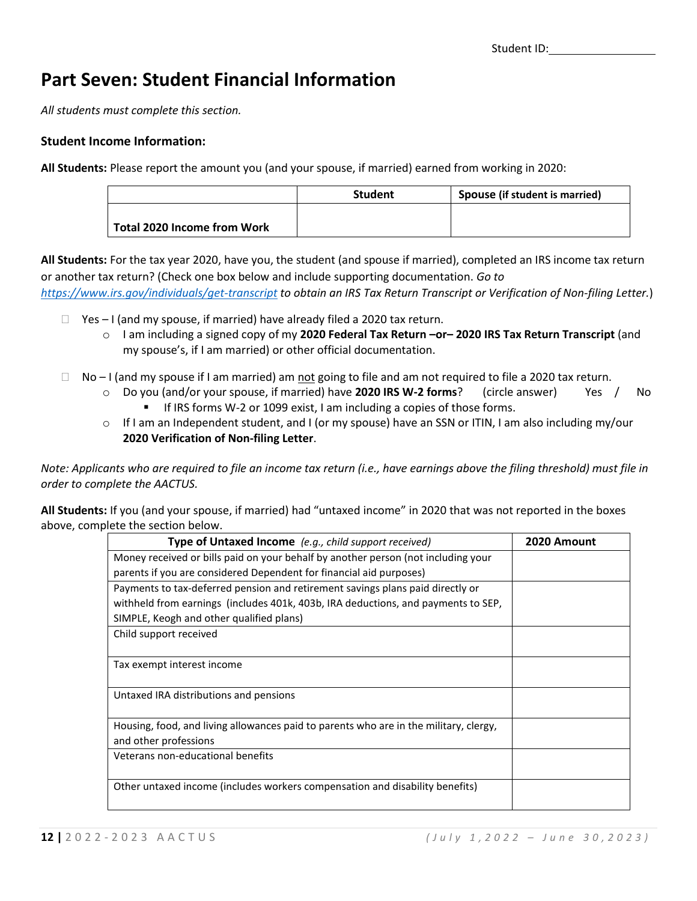Student ID:________________

# Part Seven: Student Financial Information

*All students must complete this section.*

### Student Income Information:

**All Students:** Please report the amount you (and your spouse, if married) earned from working in 2020:

| | Student | Spouse (if student is married) |
|---|---|---|
| **Total 2020 Income from Work** | | |

**All Students:** For the tax year 2020, have you, the student (and spouse if married), completed an IRS income tax return or another tax return? (Check one box below and include supporting documentation. *Go to [https://www.irs.gov/individuals/get-transcript](https://www.irs.gov/individuals/get-transcript) to obtain an IRS Tax Return Transcript or Verification of Non-filing Letter.*)

- ☐ Yes – I (and my spouse, if married) have already filed a 2020 tax return.
  - I am including a signed copy of my **2020 Federal Tax Return –or– 2020 IRS Tax Return Transcript** (and my spouse's, if I am married) or other official documentation.

- ☐ No – I (and my spouse if I am married) am <u>not</u> going to file and am not required to file a 2020 tax return.
  - Do you (and/or your spouse, if married) have **2020 IRS W-2 forms**? (circle answer) Yes / No
    - If IRS forms W-2 or 1099 exist, I am including a copies of those forms.
  - If I am an Independent student, and I (or my spouse) have an SSN or ITIN, I am also including my/our **2020 Verification of Non-filing Letter**.

*Note: Applicants who are required to file an income tax return (i.e., have earnings above the filing threshold) must file in order to complete the AACTUS.*

**All Students:** If you (and your spouse, if married) had "untaxed income" in 2020 that was not reported in the boxes above, complete the section below.

| **Type of Untaxed Income** *(e.g., child support received)* | **2020 Amount** |
|---|---|
| Money received or bills paid on your behalf by another person (not including your parents if you are considered Dependent for financial aid purposes) | |
| Payments to tax-deferred pension and retirement savings plans paid directly or withheld from earnings (includes 401k, 403b, IRA deductions, and payments to SEP, SIMPLE, Keogh and other qualified plans) | |
| Child support received | |
| Tax exempt interest income | |
| Untaxed IRA distributions and pensions | |
| Housing, food, and living allowances paid to parents who are in the military, clergy, and other professions | |
| Veterans non-educational benefits | |
| Other untaxed income (includes workers compensation and disability benefits) | |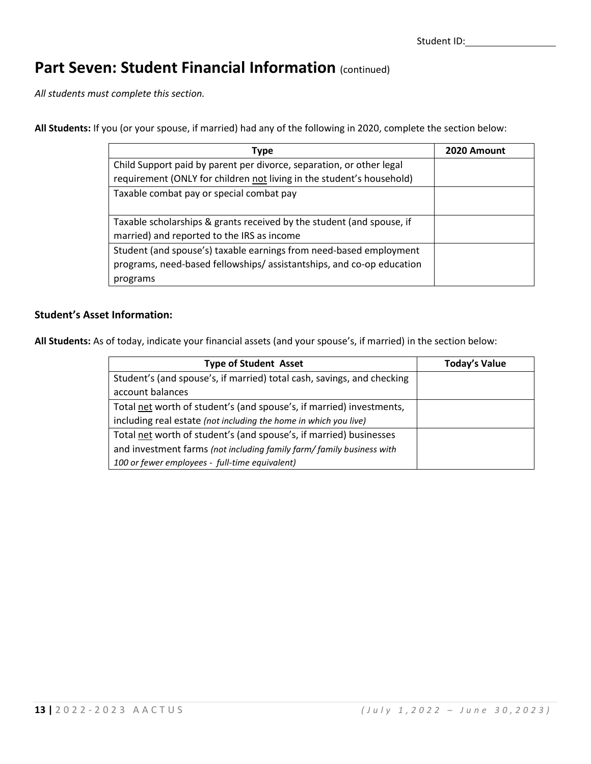Student ID:\_\_\_\_\_\_\_\_\_\_\_\_\_\_\_\_

## Part Seven: Student Financial Information (continued)

*All students must complete this section.*

**All Students:** If you (or your spouse, if married) had any of the following in 2020, complete the section below:

| Type | 2020 Amount |
|---|---|
| Child Support paid by parent per divorce, separation, or other legal requirement (ONLY for children not living in the student's household) | |
| Taxable combat pay or special combat pay | |
| Taxable scholarships & grants received by the student (and spouse, if married) and reported to the IRS as income | |
| Student (and spouse's) taxable earnings from need-based employment programs, need-based fellowships/ assistantships, and co-op education programs | |

### Student's Asset Information:

**All Students:** As of today, indicate your financial assets (and your spouse's, if married) in the section below:

| Type of Student Asset | Today's Value |
|---|---|
| Student's (and spouse's, if married) total cash, savings, and checking account balances | |
| Total net worth of student's (and spouse's, if married) investments, including real estate *(not including the home in which you live)* | |
| Total net worth of student's (and spouse's, if married) businesses and investment farms *(not including family farm/ family business with 100 or fewer employees - full-time equivalent)* | |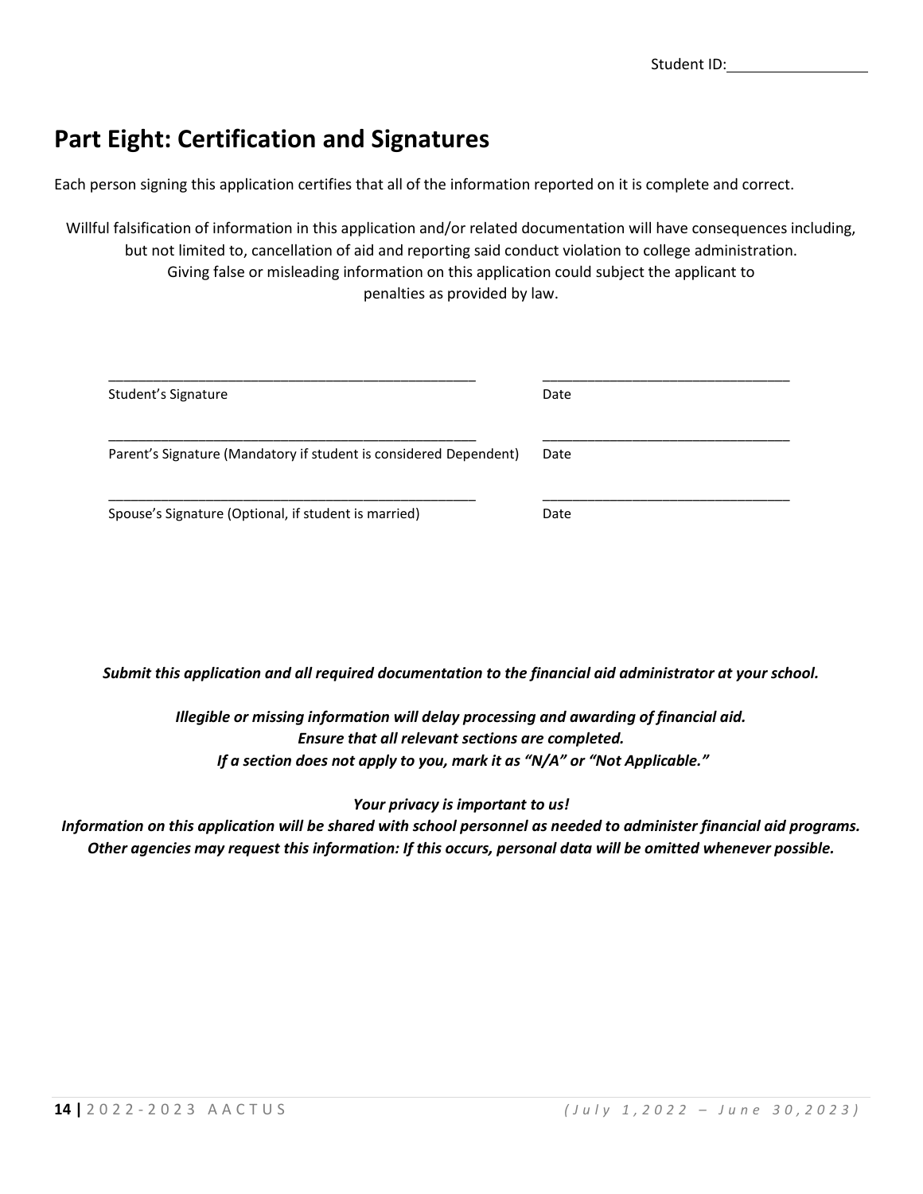Student ID:\_\_\_\_\_\_\_\_\_\_\_\_\_\_\_\_

## Part Eight: Certification and Signatures

Each person signing this application certifies that all of the information reported on it is complete and correct.

Willful falsification of information in this application and/or related documentation will have consequences including, but not limited to, cancellation of aid and reporting said conduct violation to college administration. Giving false or misleading information on this application could subject the applicant to penalties as provided by law.

\_\_\_\_\_\_\_\_\_\_\_\_\_\_\_\_\_\_\_\_\_\_\_\_\_\_\_\_\_\_\_\_\_\_\_\_\_\_\_\_\_\_\_\_\_\_\_\_ \_\_\_\_\_\_\_\_\_\_\_\_\_\_\_\_\_\_\_\_\_\_\_\_\_\_\_\_\_\_\_\_\_\_
Student's Signature Date

\_\_\_\_\_\_\_\_\_\_\_\_\_\_\_\_\_\_\_\_\_\_\_\_\_\_\_\_\_\_\_\_\_\_\_\_\_\_\_\_\_\_\_\_\_\_\_\_ \_\_\_\_\_\_\_\_\_\_\_\_\_\_\_\_\_\_\_\_\_\_\_\_\_\_\_\_\_\_\_\_\_\_
Parent's Signature (Mandatory if student is considered Dependent) Date

\_\_\_\_\_\_\_\_\_\_\_\_\_\_\_\_\_\_\_\_\_\_\_\_\_\_\_\_\_\_\_\_\_\_\_\_\_\_\_\_\_\_\_\_\_\_\_\_ \_\_\_\_\_\_\_\_\_\_\_\_\_\_\_\_\_\_\_\_\_\_\_\_\_\_\_\_\_\_\_\_\_\_
Spouse's Signature (Optional, if student is married) Date

***Submit this application and all required documentation to the financial aid administrator at your school.***

***Illegible or missing information will delay processing and awarding of financial aid.***
***Ensure that all relevant sections are completed.***
***If a section does not apply to you, mark it as "N/A" or "Not Applicable."***

***Your privacy is important to us!***
***Information on this application will be shared with school personnel as needed to administer financial aid programs.***
***Other agencies may request this information: If this occurs, personal data will be omitted whenever possible.***